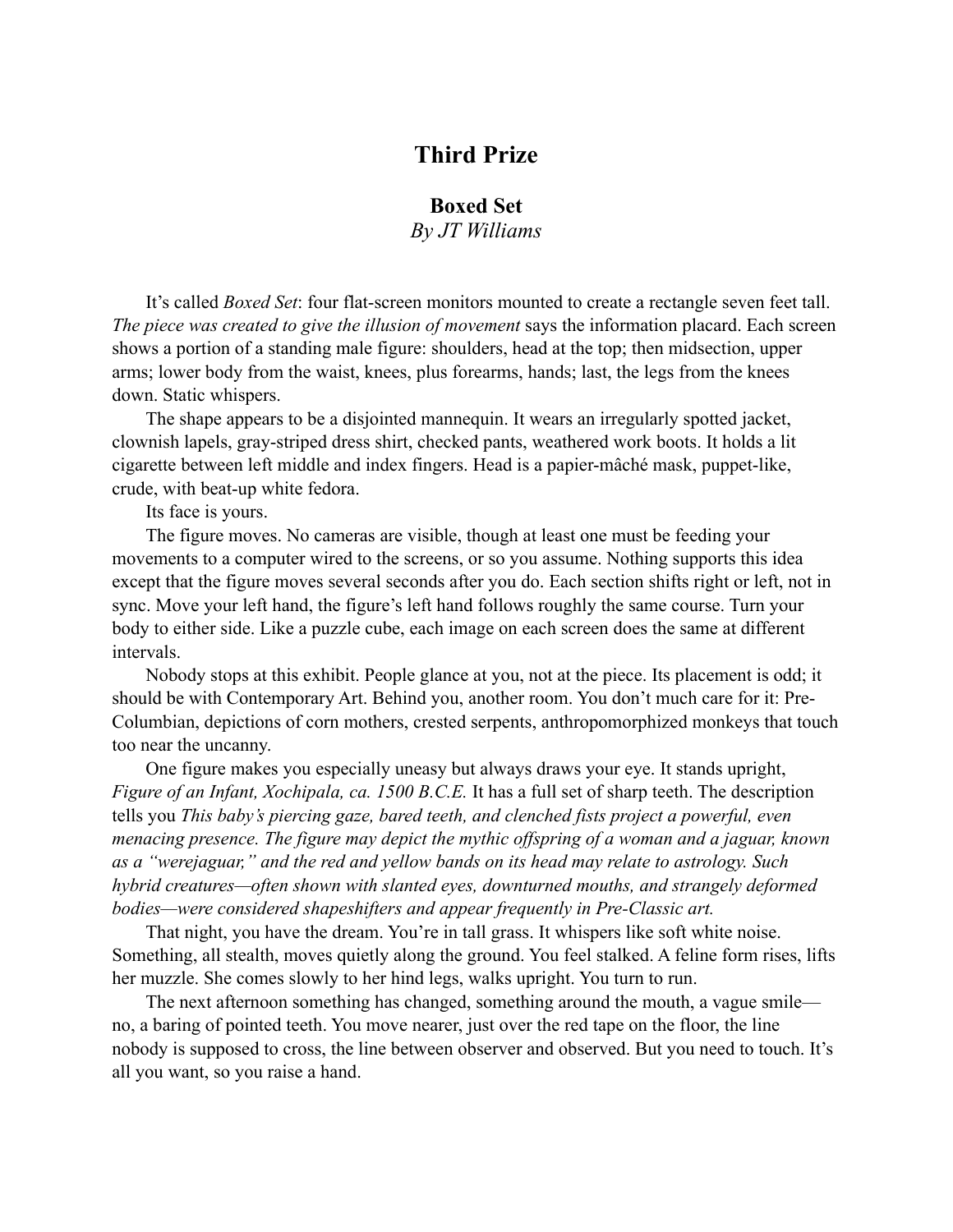## Third Prize

### Boxed Set

*By JT Williams*

It's called *Boxed Set*: four flat-screen monitors mounted to create a rectangle seven feet tall. *The piece was created to give the illusion of movement* says the information placard. Each screen shows a portion of a standing male figure: shoulders, head at the top; then midsection, upper arms; lower body from the waist, knees, plus forearms, hands; last, the legs from the knees down. Static whispers.

The shape appears to be a disjointed mannequin. It wears an irregularly spotted jacket, clownish lapels, gray-striped dress shirt, checked pants, weathered work boots. It holds a lit cigarette between left middle and index fingers. Head is a papier-mâché mask, puppet-like, crude, with beat-up white fedora.

Its face is yours.

The figure moves. No cameras are visible, though at least one must be feeding your movements to a computer wired to the screens, or so you assume. Nothing supports this idea except that the figure moves several seconds after you do. Each section shifts right or left, not in sync. Move your left hand, the figure's left hand follows roughly the same course. Turn your body to either side. Like a puzzle cube, each image on each screen does the same at different intervals.

Nobody stops at this exhibit. People glance at you, not at the piece. Its placement is odd; it should be with Contemporary Art. Behind you, another room. You don't much care for it: Pre-Columbian, depictions of corn mothers, crested serpents, anthropomorphized monkeys that touch too near the uncanny.

One figure makes you especially uneasy but always draws your eye. It stands upright, *Figure of an Infant, Xochipala, ca. 1500 B.C.E.* It has a full set of sharp teeth. The description tells you *This baby's piercing gaze, bared teeth, and clenched fists project a powerful, even menacing presence. The figure may depict the mythic offspring of a woman and a jaguar, known as a "werejaguar," and the red and yellow bands on its head may relate to astrology. Such hybrid creatures—often shown with slanted eyes, downturned mouths, and strangely deformed bodies—were considered shapeshifters and appear frequently in Pre-Classic art.*

That night, you have the dream. You're in tall grass. It whispers like soft white noise. Something, all stealth, moves quietly along the ground. You feel stalked. A feline form rises, lifts her muzzle. She comes slowly to her hind legs, walks upright. You turn to run.

The next afternoon something has changed, something around the mouth, a vague smile—no, a baring of pointed teeth. You move nearer, just over the red tape on the floor, the line nobody is supposed to cross, the line between observer and observed. But you need to touch. It's all you want, so you raise a hand.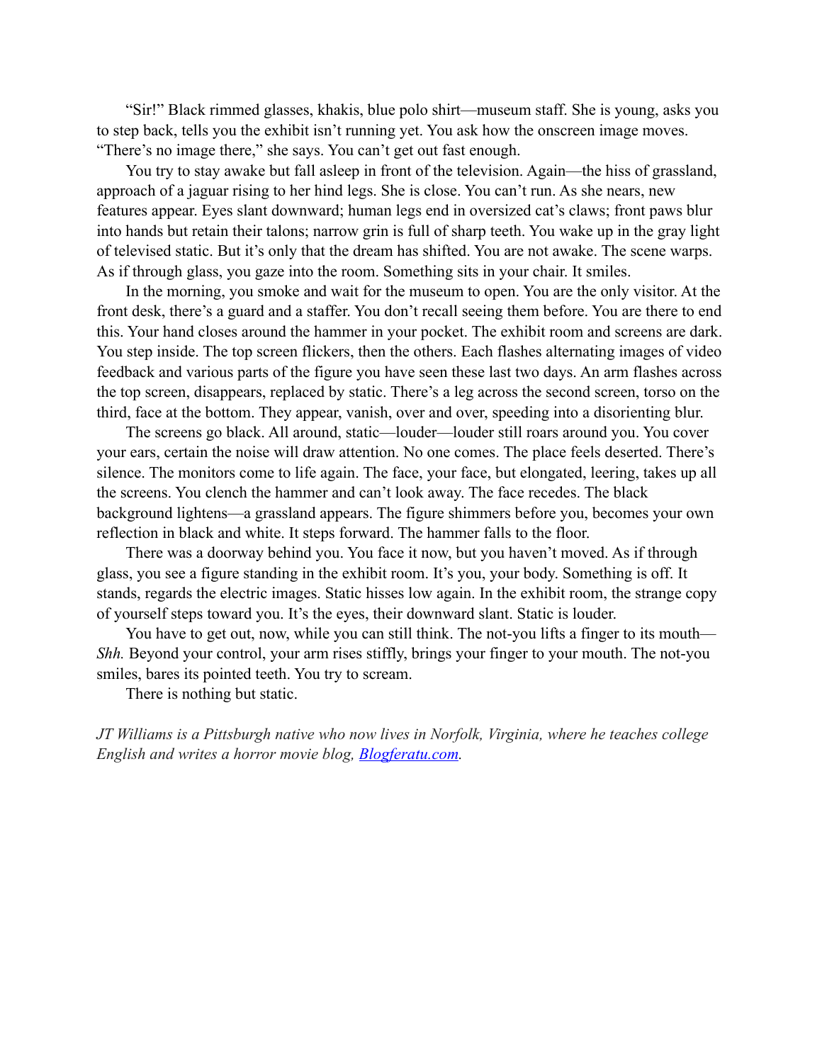"Sir!" Black rimmed glasses, khakis, blue polo shirt—museum staff. She is young, asks you to step back, tells you the exhibit isn't running yet. You ask how the onscreen image moves. "There's no image there," she says. You can't get out fast enough.

You try to stay awake but fall asleep in front of the television. Again—the hiss of grassland, approach of a jaguar rising to her hind legs. She is close. You can't run. As she nears, new features appear. Eyes slant downward; human legs end in oversized cat's claws; front paws blur into hands but retain their talons; narrow grin is full of sharp teeth. You wake up in the gray light of televised static. But it's only that the dream has shifted. You are not awake. The scene warps. As if through glass, you gaze into the room. Something sits in your chair. It smiles.

In the morning, you smoke and wait for the museum to open. You are the only visitor. At the front desk, there's a guard and a staffer. You don't recall seeing them before. You are there to end this. Your hand closes around the hammer in your pocket. The exhibit room and screens are dark. You step inside. The top screen flickers, then the others. Each flashes alternating images of video feedback and various parts of the figure you have seen these last two days. An arm flashes across the top screen, disappears, replaced by static. There's a leg across the second screen, torso on the third, face at the bottom. They appear, vanish, over and over, speeding into a disorienting blur.

The screens go black. All around, static—louder—louder still roars around you. You cover your ears, certain the noise will draw attention. No one comes. The place feels deserted. There's silence. The monitors come to life again. The face, your face, but elongated, leering, takes up all the screens. You clench the hammer and can't look away. The face recedes. The black background lightens—a grassland appears. The figure shimmers before you, becomes your own reflection in black and white. It steps forward. The hammer falls to the floor.

There was a doorway behind you. You face it now, but you haven't moved. As if through glass, you see a figure standing in the exhibit room. It's you, your body. Something is off. It stands, regards the electric images. Static hisses low again. In the exhibit room, the strange copy of yourself steps toward you. It's the eyes, their downward slant. Static is louder.

You have to get out, now, while you can still think. The not-you lifts a finger to its mouth—*Shh.* Beyond your control, your arm rises stiffly, brings your finger to your mouth. The not-you smiles, bares its pointed teeth. You try to scream.

There is nothing but static.

*JT Williams is a Pittsburgh native who now lives in Norfolk, Virginia, where he teaches college English and writes a horror movie blog, [Blogferatu.com](Blogferatu.com).*